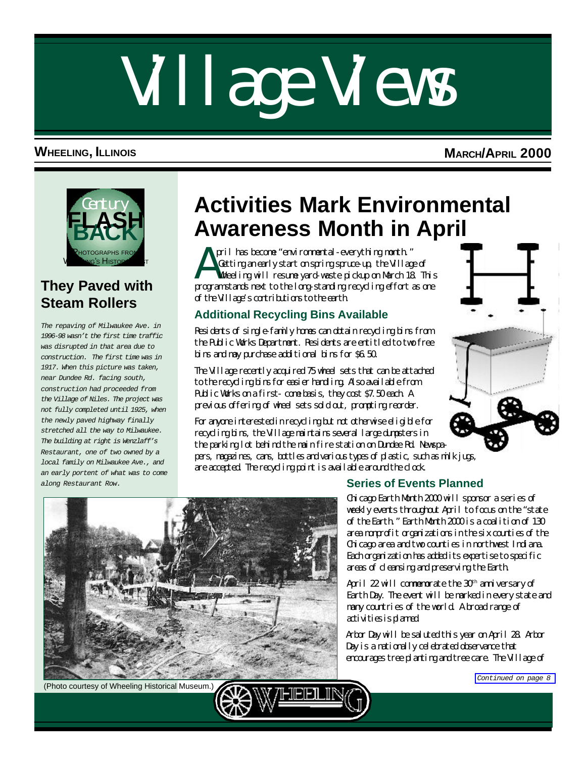# Village Views

**WHEELING, ILLINOIS** **MARCH/APRIL 2000**

Century FLASH BACK
PHOTOGRAPHS FROM WHEELING'S HISTORIC PAST

## They Paved with Steam Rollers

*The repaving of Milwaukee Ave. in 1996-98 wasn't the first time traffic was disrupted in that area due to construction. The first time was in 1917. When this picture was taken, near Dundee Rd. facing south, construction had proceeded from the Village of Niles. The project was not fully completed until 1925, when the newly paved highway finally stretched all the way to Milwaukee. The building at right is Wenzlaff's Restaurant, one of two owned by a local family on Milwaukee Ave., and an early portent of what was to come along Restaurant Row.*

(Photo courtesy of Wheeling Historical Museum.)

# Activities Mark Environmental Awareness Month in April

April has become "environmental-everything month." Getting an early start on spring spruce-up, the Village of Wheeling will resume yard-waste pickup on March 18. This program stands next to the long-standing recycling effort as one of the Village's contributions to the earth.

### Additional Recycling Bins Available

Residents of single-family homes can obtain recycling bins from the Public Works Department. Residents are entitled to two free bins and may purchase additional bins for $6.50.

The Village recently acquired 75 wheel sets that can be attached to the recycling bins for easier handling. Also available from Public Works on a first-come basis, they cost $7.50 each. A previous offering of wheel sets sold out, prompting reorder.

For anyone interested in recycling but not otherwise eligible for recycling bins, the Village maintains several large dumpsters in the parking lot behind the main fire station on Dundee Rd. Newspapers, magazines, cans, bottles and various types of plastic, such as milk jugs, are accepted. The recycling point is available around the clock.

### Series of Events Planned

Chicago Earth Month 2000 will sponsor a series of weekly events throughout April to focus on the "state of the Earth." Earth Month 2000 is a coalition of 130 area nonprofit organizations in the six counties of the Chicago area and two counties in northwest Indiana. Each organization has added its expertise to specific areas of cleansing and preserving the Earth.

April 22 will commemorate the 30th anniversary of Earth Day. The event will be marked in every state and many countries of the world. A broad range of activities is planned.

Arbor Day will be saluted this year on April 28. Arbor Day is a nationally celebrated observance that encourages tree planting and tree care. The Village of

*Continued on page 8*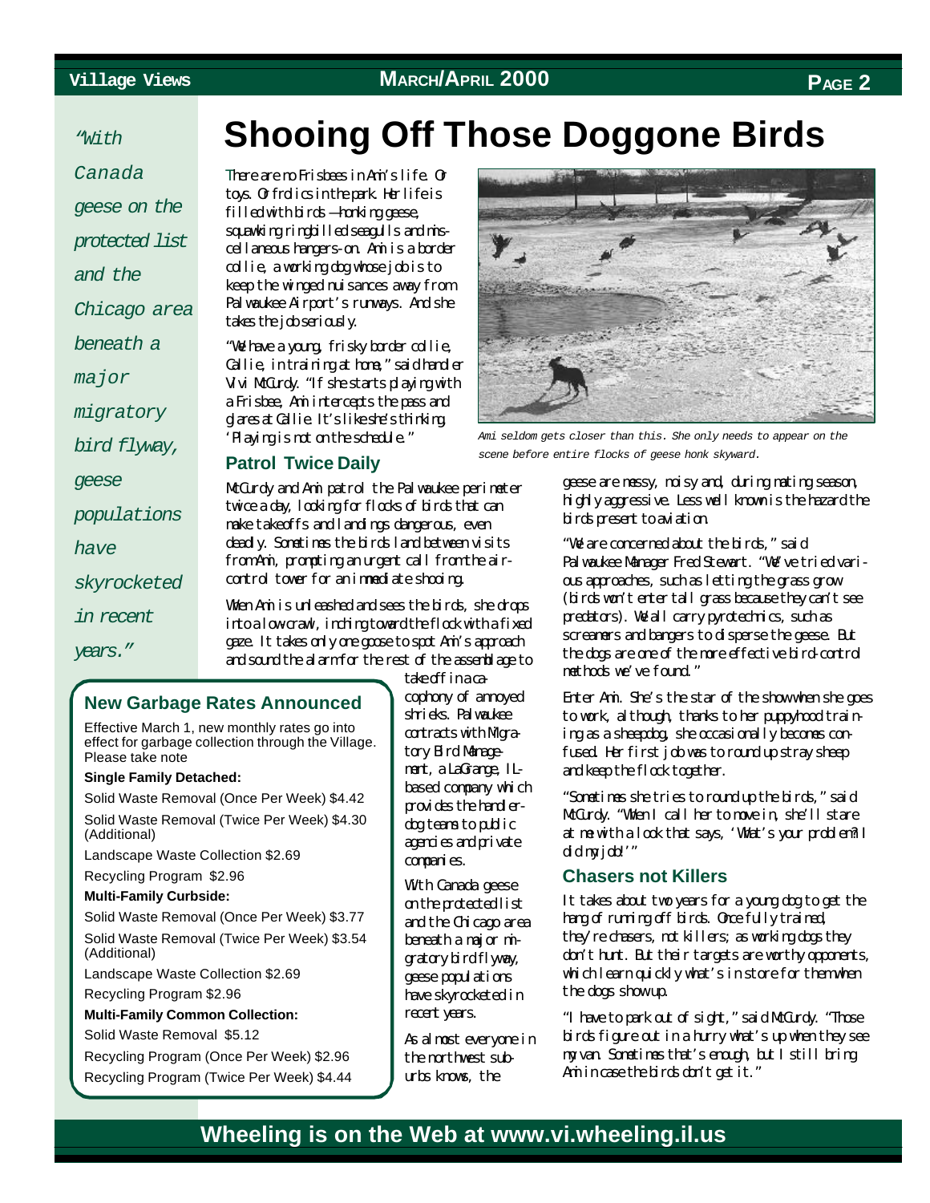# Shooing Off Those Doggone Birds

*"With Canada geese on the protected list and the Chicago area beneath a major migratory bird flyway, geese populations have skyrocketed in recent years."*

There are no Frisbees in Ami's life. Or toys. Or frolics in the park. Her life is filled with birds — honking geese, squawking ringbilled seagulls and miscellaneous hangers-on. Ami is a border collie, a working dog whose job is to keep the winged nuisances away from Palwaukee Airport's runways. And she takes the job seriously.

"We have a young, frisky border collie, Callie, in training at home," said handler Vivi McCurdy. "If she starts playing with a Frisbee, Ami intercepts the pass and glares at Callie. It's like she's thinking, 'Playing is not on the schedule.'"

*Ami seldom gets closer than this. She only needs to appear on the scene before entire flocks of geese honk skyward.*

## Patrol Twice Daily

McCurdy and Ami patrol the Palwaukee perimeter twice a day, looking for flocks of birds that can make takeoffs and landings dangerous, even deadly. Sometimes the birds land between visits from Ami, prompting an urgent call from the air-control tower for an immediate shooing.

When Ami is unleashed and sees the birds, she drops into a low crawl, inching toward the flock with a fixed gaze. It takes only one goose to spot Ami's approach and sound the alarm for the rest of the assemblage to take off in a cacophony of annoyed shrieks. Palwaukee contracts with Migratory Bird Management, a LaGrange, IL-based company which provides the handler-dog teams to public agencies and private companies.

With Canada geese on the protected list and the Chicago area beneath a major migratory bird flyway, geese populations have skyrocketed in recent years.

As almost everyone in the northwest suburbs knows, the geese are messy, noisy and, during mating season, highly aggressive. Less well known is the hazard the birds present to aviation.

"We are concerned about the birds," said Palwaukee Manager Fred Stewart. "We've tried various approaches, such as letting the grass grow (birds won't enter tall grass because they can't see predators). We all carry pyrotechnics, such as screamers and bangers to disperse the geese. But the dogs are one of the more effective bird-control methods we've found."

Enter Ami. She's the star of the show when she goes to work, although, thanks to her puppyhood training as a sheepdog, she occasionally becomes confused. Her first job was to round up stray sheep and keep the flock together.

"Sometimes she tries to round up the birds," said McCurdy. "When I call her to move in, she'll stare at me with a look that says, 'What's your problem? I did my job!'"

## Chasers not Killers

It takes about two years for a young dog to get the hang of running off birds. Once fully trained, they're chasers, not killers; as working dogs they don't hunt. But their targets are worthy opponents, which learn quickly what's in store for them when the dogs show up.

"I have to park out of sight," said McCurdy. "Those birds figure out in a hurry what's up when they see my van. Sometimes that's enough, but I still bring Ami in case the birds don't get it."

## New Garbage Rates Announced

Effective March 1, new monthly rates go into effect for garbage collection through the Village. Please take note

**Single Family Detached:**

Solid Waste Removal (Once Per Week) $4.42

Solid Waste Removal (Twice Per Week) $4.30 (Additional)

Landscape Waste Collection $2.69

Recycling Program $2.96

**Multi-Family Curbside:**

Solid Waste Removal (Once Per Week) $3.77

Solid Waste Removal (Twice Per Week) $3.54 (Additional)

Landscape Waste Collection $2.69

Recycling Program $2.96

**Multi-Family Common Collection:**

Solid Waste Removal $5.12

Recycling Program (Once Per Week) $2.96

Recycling Program (Twice Per Week) $4.44

**Wheeling is on the Web at www.vi.wheeling.il.us**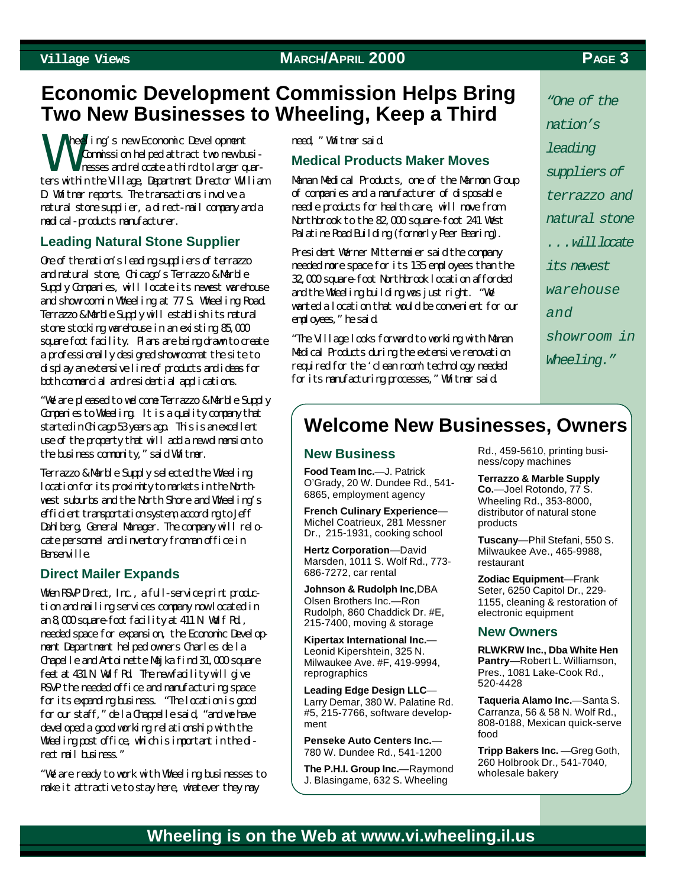# Economic Development Commission Helps Bring Two New Businesses to Wheeling, Keep a Third

Wheeling's new Economic Development Commission helped attract two new businesses and relocate a third to larger quarters within the Village, Department Director William D. Whitmer reports. The transactions involve a natural stone supplier, a direct-mail company and a medical-products manufacturer.

## Leading Natural Stone Supplier

One of the nation's leading suppliers of terrazzo and natural stone, Chicago's Terrazzo & Marble Supply Companies, will locate its newest warehouse and showroom in Wheeling at 77 S. Wheeling Road. Terrazzo & Marble Supply will establish its natural stone stocking warehouse in an existing 85,000 square foot facility. Plans are being drawn to create a professionally designed showroom at the site to display an extensive line of products and ideas for both commercial and residential applications.

"We are pleased to welcome Terrazzo & Marble Supply Companies to Wheeling. It is a quality company that started in Chicago 53 years ago. This is an excellent use of the property that will add a new dimension to the business community," said Whitmer.

Terrazzo & Marble Supply selected the Wheeling location for its proximity to markets in the Northwest suburbs and the North Shore and Wheeling's efficient transportation system, according to Jeff Dahlberg, General Manager. The company will relocate personnel and inventory from an office in Bensenville.

## Direct Mailer Expands

When RSVP Direct, Inc., a full-service print production and mailing services company now located in an 8,000 square-foot facility at 411 N. Wolf Rd., needed space for expansion, the Economic Development Department helped owners Charles de la Chapelle and Antoinette Majka find 31,000 square feet at 431 N. Wolf Rd. The new facility will give RSVP the needed office and manufacturing space for its expanding business. "The location is good for our staff," de la Chappelle said, "and we have developed a good working relationship with the Wheeling post office, which is important in the direct mail business."

"We are ready to work with Wheeling businesses to make it attractive to stay here, whatever they may need," Whitmer said.

## Medical Products Maker Moves

Marian Medical Products, one of the Marmon Group of companies and a manufacturer of disposable needle products for health care, will move from Northbrook to the 82,000 square-foot 241 West Palatine Road Building (formerly Peer Bearing).

President Werner Mittermeier said the company needed more space for its 135 employees than the 32,000 square-foot Northbrook location afforded and the Wheeling building was just right. "We wanted a location that would be convenient for our employees," he said.

"The Village looks forward to working with Marian Medical Products during the extensive renovation required for the 'clean room' technology needed for its manufacturing processes," Whitmer said.

*"One of the nation's leading suppliers of terrazzo and natural stone ...will locate its newest warehouse and showroom in Wheeling."*

# Welcome New Businesses, Owners

## New Business

**Food Team Inc.**—J. Patrick O'Grady, 20 W. Dundee Rd., 541-6865, employment agency

**French Culinary Experience**—Michel Coatrieux, 281 Messner Dr., 215-1931, cooking school

**Hertz Corporation**—David Marsden, 1011 S. Wolf Rd., 773-686-7272, car rental

**Johnson & Rudolph Inc**,DBA Olsen Brothers Inc.—Ron Rudolph, 860 Chaddick Dr. #E, 215-7400, moving & storage

**Kipertax International Inc.**—Leonid Kipershtein, 325 N. Milwaukee Ave. #F, 419-9994, reprographics

**Leading Edge Design LLC**—Larry Demar, 380 W. Palatine Rd. #5, 215-7766, software development

**Penseke Auto Centers Inc.**—780 W. Dundee Rd., 541-1200

**The P.H.I. Group Inc.**—Raymond J. Blasingame, 632 S. Wheeling Rd., 459-5610, printing business/copy machines

**Terrazzo & Marble Supply Co.**—Joel Rotondo, 77 S. Wheeling Rd., 353-8000, distributor of natural stone products

**Tuscany**—Phil Stefani, 550 S. Milwaukee Ave., 465-9988, restaurant

**Zodiac Equipment**—Frank Seter, 6250 Capitol Dr., 229-1155, cleaning & restoration of electronic equipment

## New Owners

**RLWKRW Inc., Dba White Hen Pantry**—Robert L. Williamson, Pres., 1081 Lake-Cook Rd., 520-4428

**Taqueria Alamo Inc.**—Santa S. Carranza, 56 & 58 N. Wolf Rd., 808-0188, Mexican quick-serve food

**Tripp Bakers Inc.** —Greg Goth, 260 Holbrook Dr., 541-7040, wholesale bakery

**Wheeling is on the Web at www.vi.wheeling.il.us**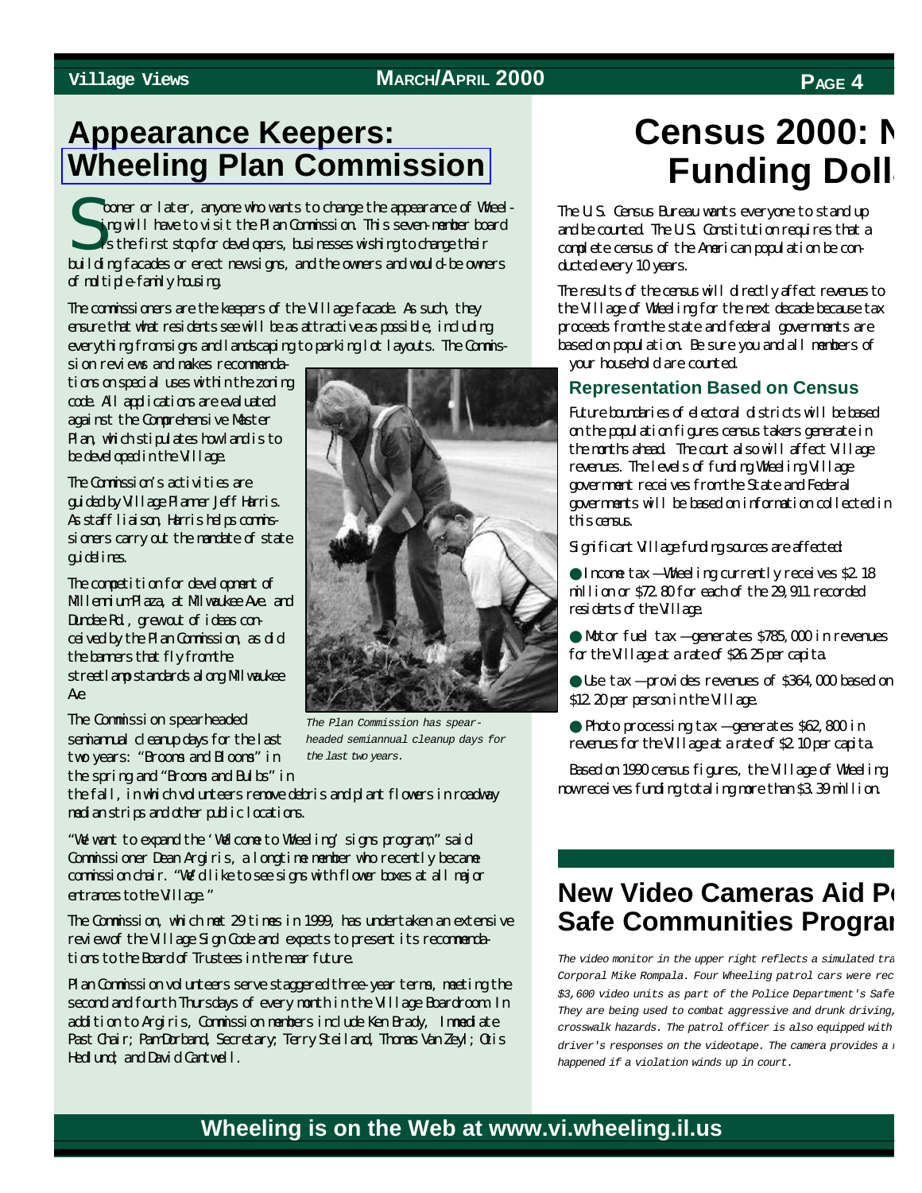# Appearance Keepers: Wheeling Plan Commission

Sooner or later, anyone who wants to change the appearance of Wheeling will have to visit the Plan Commission. This seven-member board is the first stop for developers, businesses wishing to change their building facades or erect new signs, and the owners and would-be owners of multiple-family housing.

The commissioners are the keepers of the Village facade. As such, they ensure that what residents see will be as attractive as possible, including everything from signs and landscaping to parking lot layouts. The Commission reviews and makes recommendations on special uses within the zoning code. All applications are evaluated against the Comprehensive Master Plan, which stipulates how land is to be developed in the Village.

The Commission's activities are guided by Village Planner Jeff Harris. As staff liaison, Harris helps commissioners carry out the mandate of state guidelines.

The competition for development of Millenium Plaza, at Milwaukee Ave. and Dundee Rd., grew out of ideas conceived by the Plan Commission, as did the banners that fly from the streetlamp standards along Milwaukee Ave.

The Commission spearheaded semiannual cleanup days for the last two years: "Brooms and Blooms" in the spring and "Brooms and Bulbs" in the fall, in which volunteers remove debris and plant flowers in roadway median strips and other public locations.

*The Plan Commission has spearheaded semiannual cleanup days for the last two years.*

"We want to expand the 'Welcome to Wheeling' signs program," said Commissioner Dean Argiris, a longtime member who recently became commission chair. "We'd like to see signs with flower boxes at all major entrances to the Village."

The Commission, which met 29 times in 1999, has undertaken an extensive review of the Village Sign Code and expects to present its recommendations to the Board of Trustees in the near future.

Plan Commission volunteers serve staggered three-year terms, meeting the second and fourth Thursdays of every month in the Village Boardroom. In addition to Argiris, Commission members include Ken Brady, Immediate Past Chair; Pam Dorband, Secretary; Terry Steiland; Thomas Van Zeyl; Otis Hedlund; and David Cantwell.

# Census 2000: N Funding Doll

The U.S. Census Bureau wants everyone to stand up and be counted. The U.S. Constitution requires that a complete census of the American population be conducted every 10 years.

The results of the census will directly affect revenues to the Village of Wheeling for the next decade because tax proceeds from the state and federal governments are based on population. Be sure you and all members of your household are counted.

### Representation Based on Census

Future boundaries of electoral districts will be based on the population figures census takers generate in the months ahead. The count also will affect Village revenues. The levels of funding Wheeling Village government receives from the State and Federal governments will be based on information collected in this census.

Significant Village funding sources are affected:

- Income tax —Wheeling currently receives $2.18 million or $72.80 for each of the 29,911 recorded residents of the Village.
- Motor fuel tax —generates $785,000 in revenues for the Village at a rate of $26.25 per capita.
- Use tax —provides revenues of $364,000 based on $12.20 per person in the Village.
- Photo processing tax —generates $62,800 in revenues for the Village at a rate of $2.10 per capita.

Based on 1990 census figures, the Village of Wheeling now receives funding totaling more than $3.39 million.

## New Video Cameras Aid Po Safe Communities Progra

*The video monitor in the upper right reflects a simulated tra Corporal Mike Rompala. Four Wheeling patrol cars were rec $3,600 video units as part of the Police Department's Safe They are being used to combat aggressive and drunk driving, crosswalk hazards. The patrol officer is also equipped with driver's responses on the videotape. The camera provides a happened if a violation winds up in court.*

**Wheeling is on the Web at www.vi.wheeling.il.us**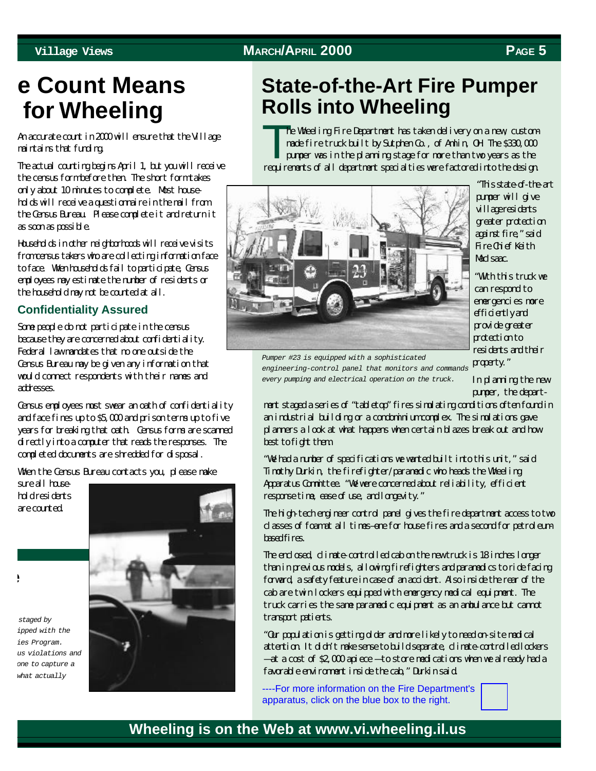# e Count Means for Wheeling

An accurate count in 2000 will ensure that the Village maintains that funding.

The actual counting begins April 1, but you will receive the census form before then. The short form takes only about 10 minutes to complete. Most households will receive a questionnaire in the mail from the Census Bureau. Please complete it and return it as soon as possible.

Households in other neighborhoods will receive visits from census takers who are collecting information face to face. When households fail to participate, Census employees may estimate the number of residents or the household may not be counted at all.

## Confidentiality Assured

Some people do not participate in the census because they are concerned about confidentiality. Federal law mandates that no one outside the Census Bureau may be given any information that would connect respondents with their names and addresses.

Census employees must swear an oath of confidentiality and face fines up to $5,000 and prison terms up to five years for breaking that oath. Census forms are scanned directly into a computer that reads the responses. The completed documents are shredded for disposal.

When the Census Bureau contacts you, please make sure all household residents are counted.

*staged by ipped with the ies Program. us violations and one to capture a what actually*

# State-of-the-Art Fire Pumper Rolls into Wheeling

The Wheeling Fire Department has taken delivery on a new, custom-made fire truck built by Sutphen Co., of Amlin, OH. The $330,000 pumper was in the planning stage for more than two years as the requirements of all department specialties were factored into the design.

*Pumper #23 is equipped with a sophisticated engineering-control panel that monitors and commands every pumping and electrical operation on the truck.*

"This state-of-the-art pumper will give village residents greater protection against fire," said Fire Chief Keith MacIsaac.

"With this truck we can respond to emergencies more efficiently and provide greater protection to residents and their property."

In planning the new pumper, the department staged a series of "tabletop" fires simulating conditions often found in an industrial building or a condominium complex. The simulations gave planners a look at what happens when certain blazes break out and how best to fight them.

"We had a number of specifications we wanted built into this unit," said Timothy Durkin, the firefighter/paramedic who heads the Wheeling Apparatus Committee. "We were concerned about reliability, efficient response time, ease of use, and longevity."

The high-tech engineer control panel gives the fire department access to two classes of foam at all times—one for house fires and a second for petroleum-based fires.

The enclosed, climate-controlled cab on the new truck is 18 inches longer than in previous models, allowing firefighters and paramedics to ride facing forward, a safety feature in case of an accident. Also inside the rear of the cab are twin lockers equipped with emergency medical equipment. The truck carries the same paramedic equipment as an ambulance but cannot transport patients.

"Our population is getting older and more likely to need on-site medical attention. It didn't make sense to build separate, climate-controlled lockers—at a cost of $2,000 apiece—to store medications when we already had a favorable environment inside the cab," Durkin said.

----For more information on the Fire Department's apparatus, click on the blue box to the right.

**Wheeling is on the Web at www.vi.wheeling.il.us**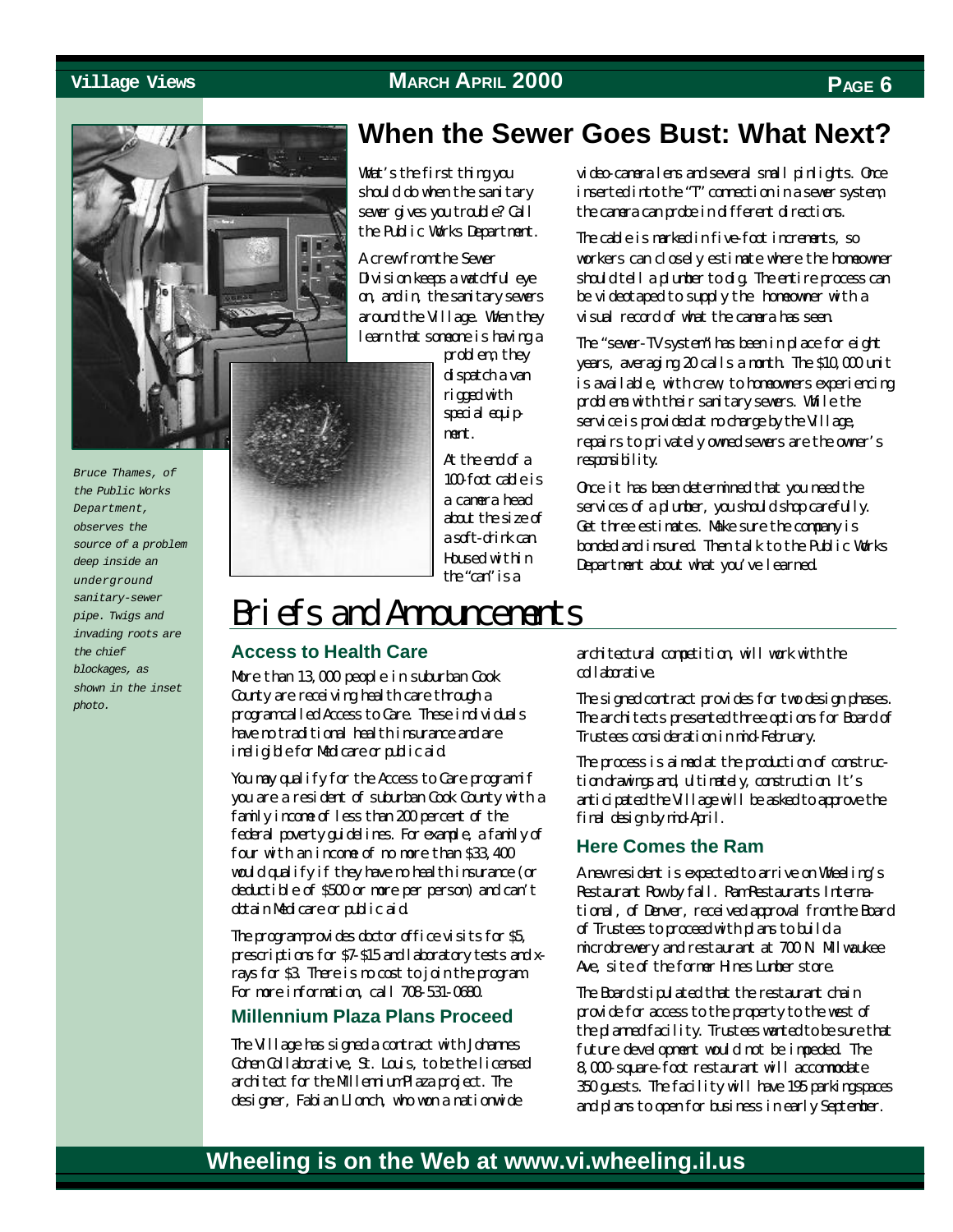# When the Sewer Goes Bust: What Next?

What's the first thing you should do when the sanitary sewer gives you trouble? Call the Public Works Department.

A crew from the Sewer Division keeps a watchful eye on, and in, the sanitary sewers around the Village. When they learn that someone is having a problem, they dispatch a van rigged with special equipment.

At the end of a 100-foot cable is a camera head about the size of a soft-drink can. Housed within the "can" is a video-camera lens and several small pin lights. Once inserted into the "T" connection in a sewer system, the camera can probe in different directions.

The cable is marked in five-foot increments, so workers can closely estimate where the homeowner should tell a plumber to dig. The entire process can be videotaped to supply the homeowner with a visual record of what the camera has seen.

The "sewer-TV system" has been in place for eight years, averaging 20 calls a month. The $10,000 unit is available, with crew, to homeowners experiencing problems with their sanitary sewers. While the service is provided at no charge by the Village, repairs to privately owned sewers are the owner's responsibility.

Once it has been determined that you need the services of a plumber, you should shop carefully. Get three estimates. Make sure the company is bonded and insured. Then talk to the Public Works Department about what you've learned.

*Bruce Thames, of the Public Works Department, observes the source of a problem deep inside an underground sanitary-sewer pipe. Twigs and invading roots are the chief blockages, as shown in the inset photo.*

# Briefs and Announcements

### Access to Health Care

More than 13,000 people in suburban Cook County are receiving health care through a program called Access to Care. These individuals have no traditional health insurance and are ineligible for Medicare or public aid.

You may qualify for the Access to Care program if you are a resident of suburban Cook County with a family income of less than 200 percent of the federal poverty guidelines. For example, a family of four with an income of no more than $33,400 would qualify if they have no health insurance (or deductible of $500 or more per person) and can't obtain Medicare or public aid.

The program provides doctor office visits for $5, prescriptions for $7-$15 and laboratory tests and x-rays for $3. There is no cost to join the program. For more information, call 708-531-0680.

### Millennium Plaza Plans Proceed

The Village has signed a contract with Johannes Cohen Collaborative, St. Louis, to be the licensed architect for the Millennium Plaza project. The designer, Fabian Llonch, who won a nationwide architectural competition, will work with the collaborative.

The signed contract provides for two design phases. The architects presented three options for Board of Trustees consideration in mid-February.

The process is aimed at the production of construction drawings and, ultimately, construction. It's anticipated the Village will be asked to approve the final design by mid-April.

### Here Comes the Ram

A new resident is expected to arrive on Wheeling's Restaurant Row by fall. Ram Restaurants International, of Denver, received approval from the Board of Trustees to proceed with plans to build a microbrewery and restaurant at 700 N. Milwaukee Ave, site of the former Hines Lumber store.

The Board stipulated that the restaurant chain provide for access to the property to the west of the planned facility. Trustees wanted to be sure that future development would not be impeded. The 8,000-square-foot restaurant will accommodate 350 guests. The facility will have 195 parking spaces and plans to open for business in early September.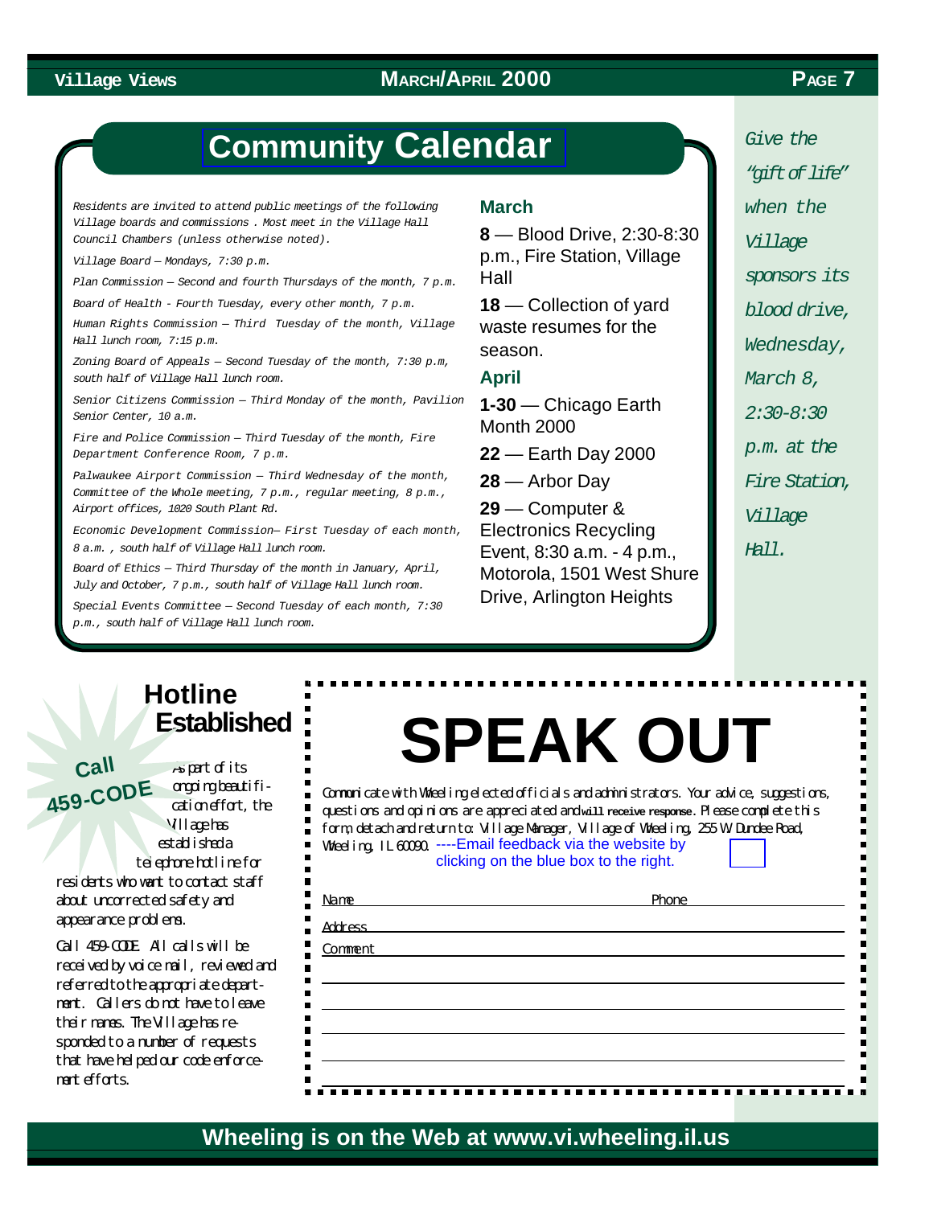# Community Calendar

*Residents are invited to attend public meetings of the following Village boards and commissions . Most meet in the Village Hall Council Chambers (unless otherwise noted).*

*Village Board — Mondays, 7:30 p.m.*

*Plan Commission — Second and fourth Thursdays of the month, 7 p.m.*

*Board of Health - Fourth Tuesday, every other month, 7 p.m.*

*Human Rights Commission — Third Tuesday of the month, Village Hall lunch room, 7:15 p.m.*

*Zoning Board of Appeals — Second Tuesday of the month, 7:30 p.m, south half of Village Hall lunch room.*

*Senior Citizens Commission — Third Monday of the month, Pavilion Senior Center, 10 a.m.*

*Fire and Police Commission — Third Tuesday of the month, Fire Department Conference Room, 7 p.m.*

*Palwaukee Airport Commission — Third Wednesday of the month, Committee of the Whole meeting, 7 p.m., regular meeting, 8 p.m., Airport offices, 1020 South Plant Rd.*

*Economic Development Commission— First Tuesday of each month, 8 a.m. , south half of Village Hall lunch room.*

*Board of Ethics — Third Thursday of the month in January, April, July and October, 7 p.m., south half of Village Hall lunch room.*

*Special Events Committee — Second Tuesday of each month, 7:30 p.m., south half of Village Hall lunch room.*

### March

**8** — Blood Drive, 2:30-8:30 p.m., Fire Station, Village Hall

**18** — Collection of yard waste resumes for the season.

### April

**1-30** — Chicago Earth Month 2000

**22** — Earth Day 2000

**28** — Arbor Day

**29** — Computer & Electronics Recycling Event, 8:30 a.m. - 4 p.m., Motorola, 1501 West Shure Drive, Arlington Heights

*Give the "gift of life" when the Village sponsors its blood drive, Wednesday, March 8, 2:30-8:30 p.m. at the Fire Station, Village Hall.*

## Hotline Established

**Call 459-CODE**

As part of its ongoing beautification effort, the Village has established a telephone hotline for residents who want to contact staff about uncorrected safety and appearance problems.

Call 459-CODE. All calls will be received by voice mail, reviewed and referred to the appropriate department. Callers do not have to leave their names. The Village has responded to a number of requests that have helped our code enforcement efforts.

# SPEAK OUT

Communicate with Wheeling elected officials and administrators. Your advice, suggestions, questions and opinions are appreciated and **will receive response**. Please complete this form, detach and return to: Village Manager, Village of Wheeling, 255 W. Dundee Road, Wheeling, IL 60090. ----Email feedback via the website by clicking on the blue box to the right.

Name ____________________ Phone ____________________

Address ____________________

Comment ____________________

Wheeling is on the Web at www.vi.wheeling.il.us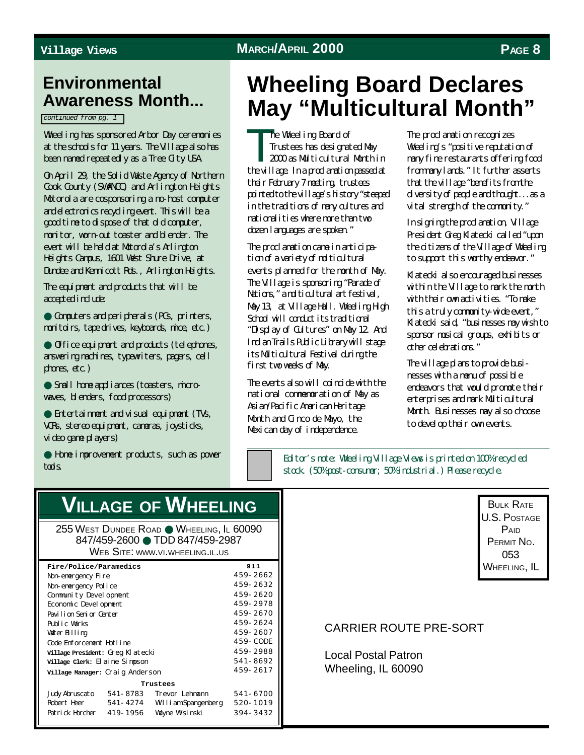## Environmental Awareness Month...

*continued from pg. 1*

Wheeling has sponsored Arbor Day ceremonies at the schools for 11 years. The Village also has been named repeatedly as a Tree City USA.

On April 29, the Solid Waste Agency of Northern Cook County (SWANCC) and Arlington Heights Motorola are cosponsoring a no-host computer and electronics recycling event. This will be a good time to dispose of that old computer, monitor, worn-out toaster and blender. The event will be held at Motorola's Arlington Heights Campus, 1601 West Shure Drive, at Dundee and Kennicott Rds., Arlington Heights.

The equipment and products that will be accepted include:

- Computers and peripherals (PCs, printers, monitoirs, tape drives, keyboards, mice, etc.)
- Office equipment and products (telephones, answering machines, typewriters, pagers, cell phones, etc.)
- Small home appliances (toasters, microwaves, blenders, food processors)
- Entertainment and visual equipment (TVs, VCRs, stereo equipment, cameras, joysticks, video game players)
- Home improvement products, such as power tools.

# Wheeling Board Declares May "Multicultural Month"

The Wheeling Board of Trustees has designated May 2000 as Multicultural Month in the village. In a proclamation passed at their February 7 meeting, trustees pointed to the village's history "steeped in the traditions of many cultures and nationalities where more than two dozen languages are spoken."

The proclamation came in anticipation of a variety of multicultural events planned for the month of May. The Village is sponsoring "Parade of Nations," a multicultural art festival, May 13, at Village Hall. Wheeling High School will conduct its traditional "Display of Cultures" on May 12. And Indian Trails Public Library will stage its Multicultural Festival during the first two weeks of May.

The events also will coincide with the national commemoration of May as Asian/Pacific American Heritage Month and Cinco de Mayo, the Mexican day of independence.

The proclamation recognizes Wheeling's "positive reputation of many fine restaurants offering food from many lands." It further asserts that the village "benefits from the diversity of people and thought...as a vital strength of the community."

In signing the proclamation, Village President Greg Klatecki called "upon the citizens of the Village of Wheeling to support this worthy endeavor."

Klatecki also encouraged businesses within the Village to mark the month with their own activities. "To make this a truly community-wide event," Klatecki said, "businesses may wish to sponsor musical groups, exhibits or other celebrations."

The village plans to provide businesses with a menu of possible endeavors that would promote their enterprises and mark Multicultural Month. Businesses may also choose to develop their own events.

*Editor's note: Wheeling Village Views is printed on 100% recycled stock. (50% post-consumer; 50% industrial.) Please recycle.*

## Village of Wheeling

255 West Dundee Road ● Wheeling, IL 60090
847/459-2600 ● TDD 847/459-2987
Web Site: www.vi.wheeling.il.us

| | |
|---|---|
| **Fire/Police/Paramedics** | **911** |
| Non-emergency Fire | 459-2662 |
| Non-emergency Police | 459-2632 |
| Community Development | 459-2620 |
| Economic Development | 459-2978 |
| Pavilion Senior Center | 459-2670 |
| Public Works | 459-2624 |
| Water Billing | 459-2607 |
| Code Enforcement Hotline | 459-CODE |
| **Village President:** Greg Klatecki | 459-2988 |
| **Village Clerk:** Elaine Simpson | 541-8692 |
| **Village Manager:** Craig Anderson | 459-2617 |

**Trustees**

| | | | |
|---|---|---|---|
| Judy Abruscato | 541-8783 | Trevor Lehmann | 541-6700 |
| Robert Heer | 541-4274 | William Spangenberg | 520-1019 |
| Patrick Horcher | 419-1956 | Wayne Wisinski | 394-3432 |

Bulk Rate
U.S. Postage
Paid
Permit No. 053
Wheeling, IL

CARRIER ROUTE PRE-SORT

Local Postal Patron
Wheeling, IL 60090